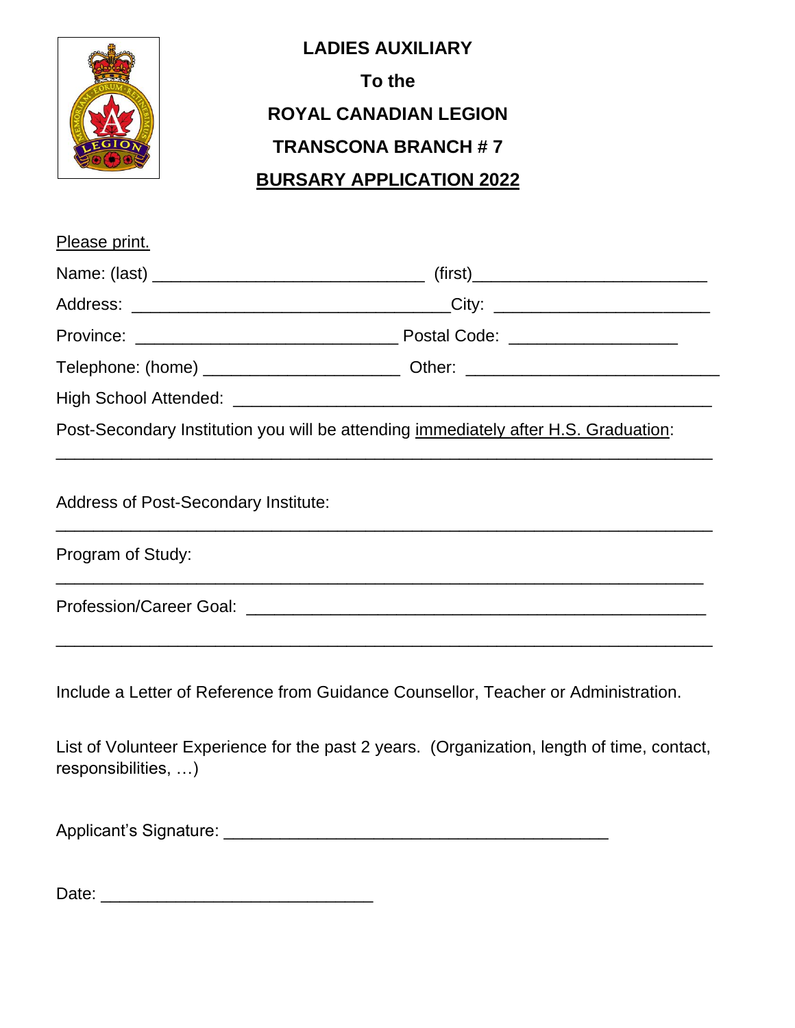**LADIES AUXILIARY**

**To the**

**ROYAL CANADIAN LEGION**

**TRANSCONA BRANCH # 7**

**<u>BURSARY APPLICATION 2022</u>**

<u>Please print.</u>

Name: (last) ______________________________ (first)__________________________

Address: ___________________________________City: ________________________

Province: ____________________________ Postal Code: __________________

Telephone: (home) _____________________ Other: ____________________________

High School Attended: _____________________________________________________

Post-Secondary Institution you will be attending <u>immediately after H.S. Graduation</u>:

_________________________________________________________________________

Address of Post-Secondary Institute:

_________________________________________________________________________

Program of Study:

_________________________________________________________________________

Profession/Career Goal: ___________________________________________________

_________________________________________________________________________

Include a Letter of Reference from Guidance Counsellor, Teacher or Administration.

List of Volunteer Experience for the past 2 years. (Organization, length of time, contact, responsibilities, …)

Applicant's Signature: __________________________________________

Date: ______________________________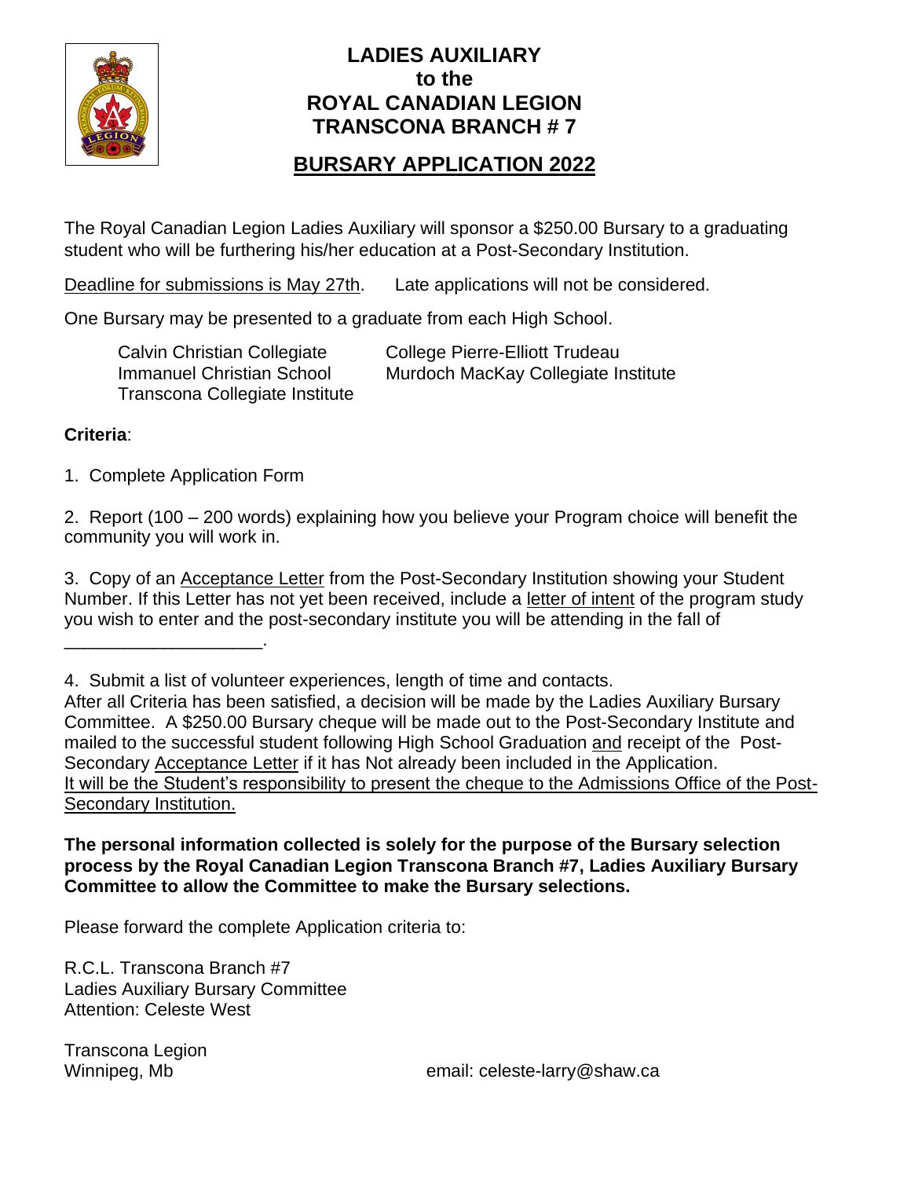# LADIES AUXILIARY
# to the
# ROYAL CANADIAN LEGION
# TRANSCONA BRANCH # 7

## BURSARY APPLICATION 2022

The Royal Canadian Legion Ladies Auxiliary will sponsor a $250.00 Bursary to a graduating student who will be furthering his/her education at a Post-Secondary Institution.

Deadline for submissions is May 27th. Late applications will not be considered.

One Bursary may be presented to a graduate from each High School.

- Calvin Christian Collegiate
- Immanuel Christian School
- Transcona Collegiate Institute
- College Pierre-Elliott Trudeau
- Murdoch MacKay Collegiate Institute

**Criteria**:

1. Complete Application Form

2. Report (100 – 200 words) explaining how you believe your Program choice will benefit the community you will work in.

3. Copy of an Acceptance Letter from the Post-Secondary Institution showing your Student Number. If this Letter has not yet been received, include a letter of intent of the program study you wish to enter and the post-secondary institute you will be attending in the fall of ____________________.

4. Submit a list of volunteer experiences, length of time and contacts.

After all Criteria has been satisfied, a decision will be made by the Ladies Auxiliary Bursary Committee. A $250.00 Bursary cheque will be made out to the Post-Secondary Institute and mailed to the successful student following High School Graduation and receipt of the Post-Secondary Acceptance Letter if it has Not already been included in the Application.
It will be the Student's responsibility to present the cheque to the Admissions Office of the Post-Secondary Institution.

**The personal information collected is solely for the purpose of the Bursary selection process by the Royal Canadian Legion Transcona Branch #7, Ladies Auxiliary Bursary Committee to allow the Committee to make the Bursary selections.**

Please forward the complete Application criteria to:

R.C.L. Transcona Branch #7
Ladies Auxiliary Bursary Committee
Attention: Celeste West

Transcona Legion
Winnipeg, Mb

email: celeste-larry@shaw.ca